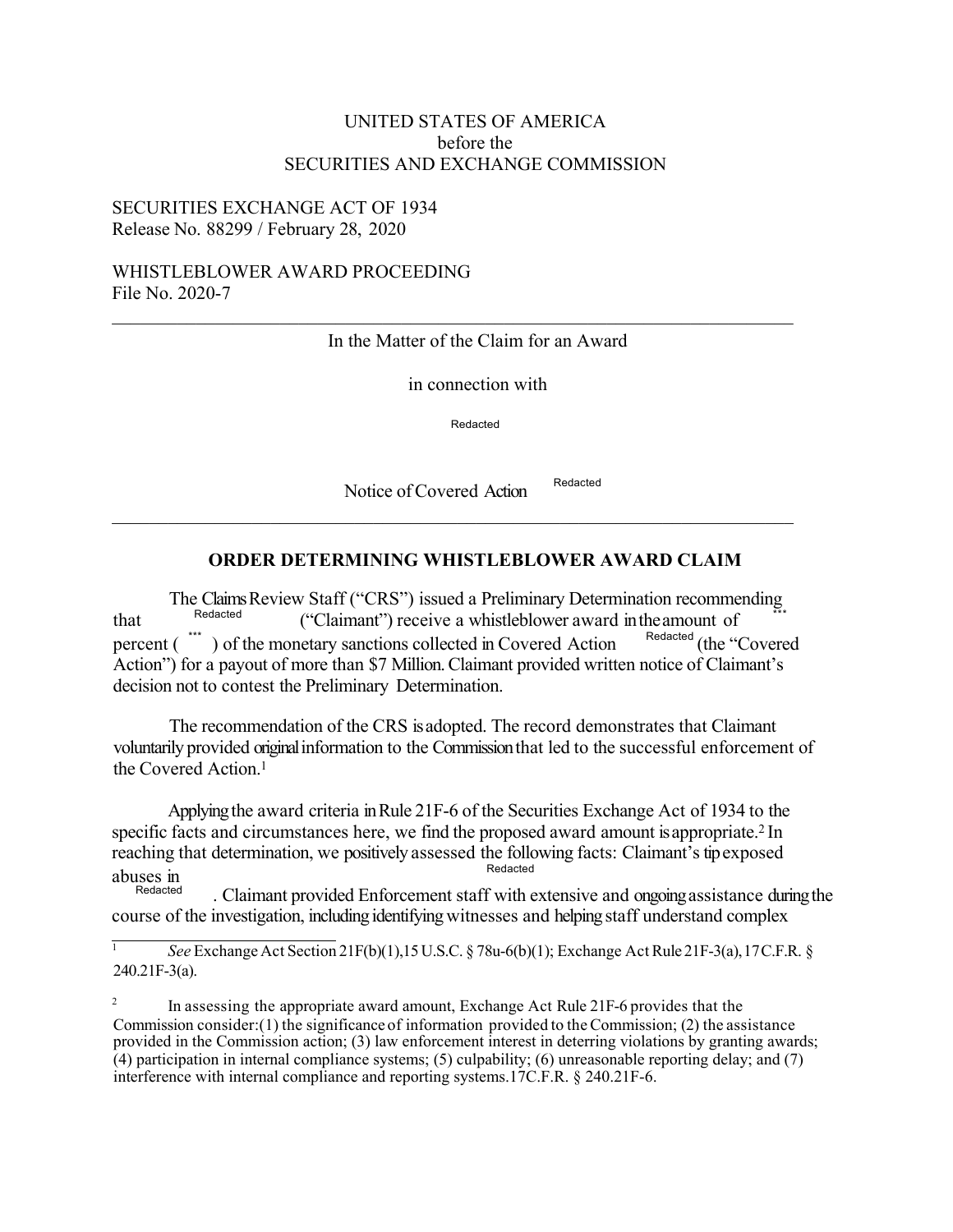UNITED STATES OF AMERICA
before the
SECURITIES AND EXCHANGE COMMISSION

SECURITIES EXCHANGE ACT OF 1934
Release No. 88299 / February 28, 2020

WHISTLEBLOWER AWARD PROCEEDING
File No. 2020-7

---

In the Matter of the Claim for an Award

in connection with

Redacted

Notice of Covered Action Redacted

---

## ORDER DETERMINING WHISTLEBLOWER AWARD CLAIM

The Claims Review Staff ("CRS") issued a Preliminary Determination recommending that Redacted ("Claimant") receive a whistleblower award in the amount of *** percent ( *** ) of the monetary sanctions collected in Covered Action Redacted (the "Covered Action") for a payout of more than $7 Million. Claimant provided written notice of Claimant's decision not to contest the Preliminary Determination.

The recommendation of the CRS is adopted. The record demonstrates that Claimant voluntarily provided original information to the Commission that led to the successful enforcement of the Covered Action.[1]

Applying the award criteria in Rule 21F-6 of the Securities Exchange Act of 1934 to the specific facts and circumstances here, we find the proposed award amount is appropriate.[2] In reaching that determination, we positively assessed the following facts: Claimant's tip exposed abuses in Redacted Redacted. Claimant provided Enforcement staff with extensive and ongoing assistance during the course of the investigation, including identifying witnesses and helping staff understand complex

---

[1] *See* Exchange Act Section 21F(b)(1), 15 U.S.C. § 78u-6(b)(1); Exchange Act Rule 21F-3(a), 17 C.F.R. § 240.21F-3(a).

[2] In assessing the appropriate award amount, Exchange Act Rule 21F-6 provides that the Commission consider: (1) the significance of information provided to the Commission; (2) the assistance provided in the Commission action; (3) law enforcement interest in deterring violations by granting awards; (4) participation in internal compliance systems; (5) culpability; (6) unreasonable reporting delay; and (7) interference with internal compliance and reporting systems. 17 C.F.R. § 240.21F-6.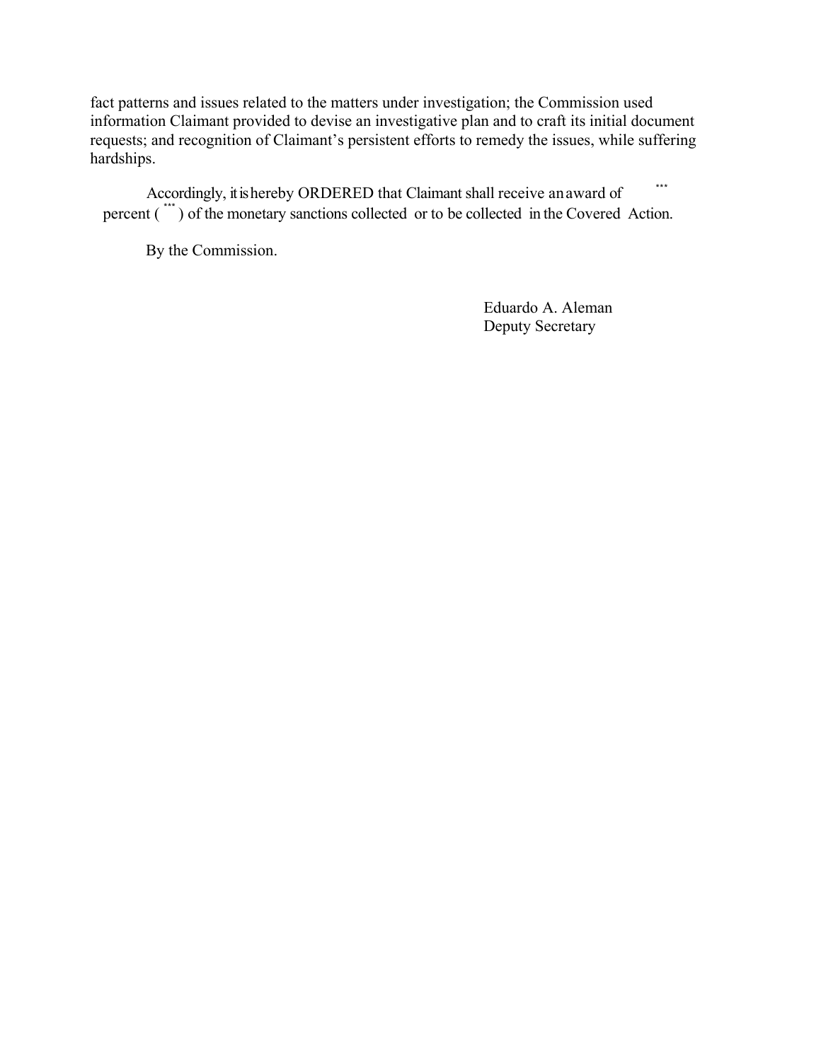fact patterns and issues related to the matters under investigation; the Commission used information Claimant provided to devise an investigative plan and to craft its initial document requests; and recognition of Claimant's persistent efforts to remedy the issues, while suffering hardships.

Accordingly, it is hereby ORDERED that Claimant shall receive an award of *** percent (***) of the monetary sanctions collected or to be collected in the Covered Action.

By the Commission.

Eduardo A. Aleman
Deputy Secretary